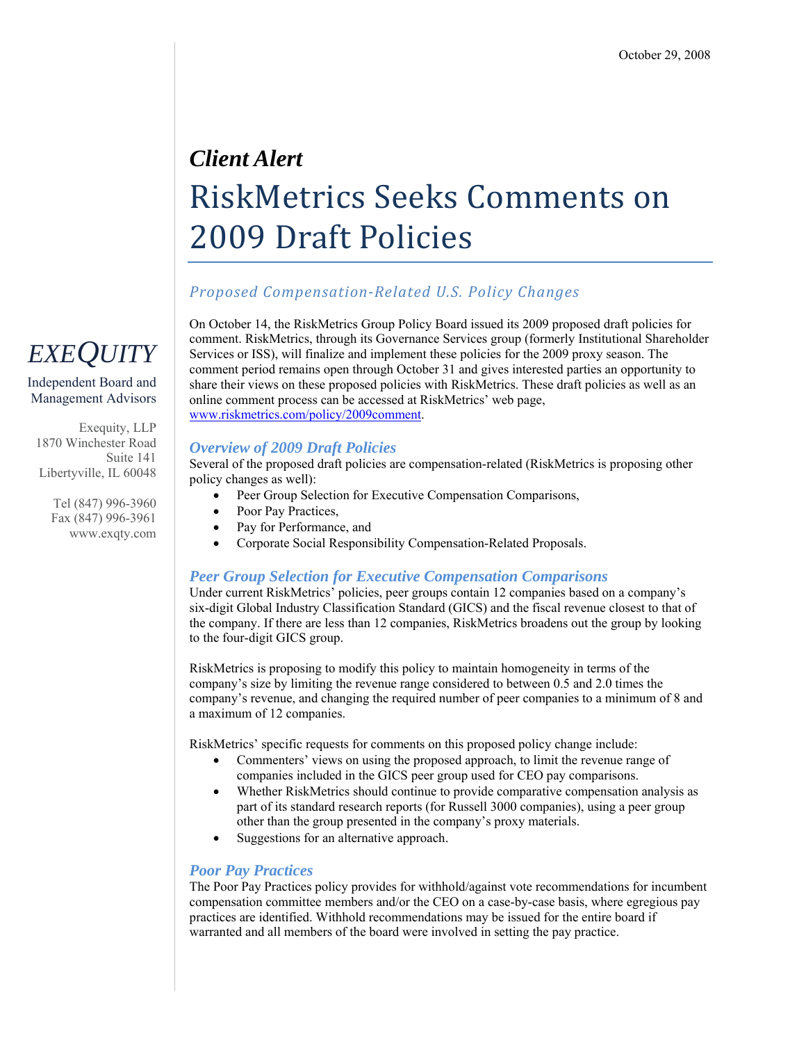October 29, 2008

***Client Alert***

# RiskMetrics Seeks Comments on 2009 Draft Policies

*Proposed Compensation-Related U.S. Policy Changes*

*EXEQUITY*

Independent Board and Management Advisors

Exequity, LLP
1870 Winchester Road
Suite 141
Libertyville, IL 60048

Tel (847) 996-3960
Fax (847) 996-3961
www.exqty.com

On October 14, the RiskMetrics Group Policy Board issued its 2009 proposed draft policies for comment. RiskMetrics, through its Governance Services group (formerly Institutional Shareholder Services or ISS), will finalize and implement these policies for the 2009 proxy season. The comment period remains open through October 31 and gives interested parties an opportunity to share their views on these proposed policies with RiskMetrics. These draft policies as well as an online comment process can be accessed at RiskMetrics' web page, www.riskmetrics.com/policy/2009comment.

## *Overview of 2009 Draft Policies*

Several of the proposed draft policies are compensation-related (RiskMetrics is proposing other policy changes as well):

- Peer Group Selection for Executive Compensation Comparisons,
- Poor Pay Practices,
- Pay for Performance, and
- Corporate Social Responsibility Compensation-Related Proposals.

## *Peer Group Selection for Executive Compensation Comparisons*

Under current RiskMetrics' policies, peer groups contain 12 companies based on a company's six-digit Global Industry Classification Standard (GICS) and the fiscal revenue closest to that of the company. If there are less than 12 companies, RiskMetrics broadens out the group by looking to the four-digit GICS group.

RiskMetrics is proposing to modify this policy to maintain homogeneity in terms of the company's size by limiting the revenue range considered to between 0.5 and 2.0 times the company's revenue, and changing the required number of peer companies to a minimum of 8 and a maximum of 12 companies.

RiskMetrics' specific requests for comments on this proposed policy change include:

- Commenters' views on using the proposed approach, to limit the revenue range of companies included in the GICS peer group used for CEO pay comparisons.
- Whether RiskMetrics should continue to provide comparative compensation analysis as part of its standard research reports (for Russell 3000 companies), using a peer group other than the group presented in the company's proxy materials.
- Suggestions for an alternative approach.

## *Poor Pay Practices*

The Poor Pay Practices policy provides for withhold/against vote recommendations for incumbent compensation committee members and/or the CEO on a case-by-case basis, where egregious pay practices are identified. Withhold recommendations may be issued for the entire board if warranted and all members of the board were involved in setting the pay practice.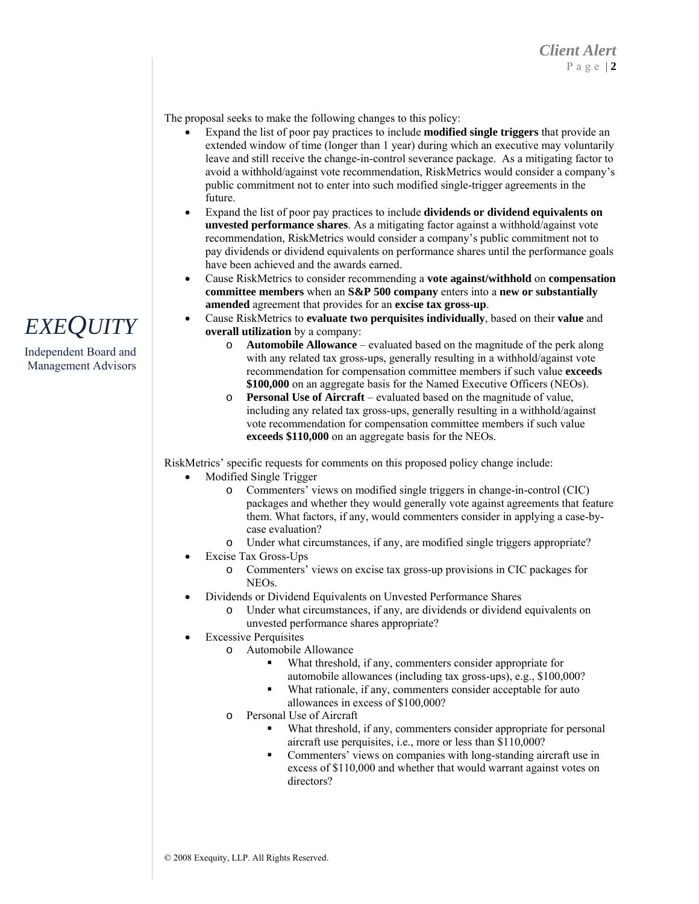The proposal seeks to make the following changes to this policy:

- Expand the list of poor pay practices to include **modified single triggers** that provide an extended window of time (longer than 1 year) during which an executive may voluntarily leave and still receive the change-in-control severance package. As a mitigating factor to avoid a withhold/against vote recommendation, RiskMetrics would consider a company's public commitment not to enter into such modified single-trigger agreements in the future.
- Expand the list of poor pay practices to include **dividends or dividend equivalents on unvested performance shares**. As a mitigating factor against a withhold/against vote recommendation, RiskMetrics would consider a company's public commitment not to pay dividends or dividend equivalents on performance shares until the performance goals have been achieved and the awards earned.
- Cause RiskMetrics to consider recommending a **vote against/withhold** on **compensation committee members** when an **S&P 500 company** enters into a **new or substantially amended** agreement that provides for an **excise tax gross-up**.
- Cause RiskMetrics to **evaluate two perquisites individually**, based on their **value** and **overall utilization** by a company:
  - **Automobile Allowance** – evaluated based on the magnitude of the perk along with any related tax gross-ups, generally resulting in a withhold/against vote recommendation for compensation committee members if such value **exceeds $100,000** on an aggregate basis for the Named Executive Officers (NEOs).
  - **Personal Use of Aircraft** – evaluated based on the magnitude of value, including any related tax gross-ups, generally resulting in a withhold/against vote recommendation for compensation committee members if such value **exceeds $110,000** on an aggregate basis for the NEOs.

RiskMetrics' specific requests for comments on this proposed policy change include:

- Modified Single Trigger
  - Commenters' views on modified single triggers in change-in-control (CIC) packages and whether they would generally vote against agreements that feature them. What factors, if any, would commenters consider in applying a case-by-case evaluation?
  - Under what circumstances, if any, are modified single triggers appropriate?
- Excise Tax Gross-Ups
  - Commenters' views on excise tax gross-up provisions in CIC packages for NEOs.
- Dividends or Dividend Equivalents on Unvested Performance Shares
  - Under what circumstances, if any, are dividends or dividend equivalents on unvested performance shares appropriate?
- Excessive Perquisites
  - Automobile Allowance
    - What threshold, if any, commenters consider appropriate for automobile allowances (including tax gross-ups), e.g., $100,000?
    - What rationale, if any, commenters consider acceptable for auto allowances in excess of $100,000?
  - Personal Use of Aircraft
    - What threshold, if any, commenters consider appropriate for personal aircraft use perquisites, i.e., more or less than $110,000?
    - Commenters' views on companies with long-standing aircraft use in excess of $110,000 and whether that would warrant against votes on directors?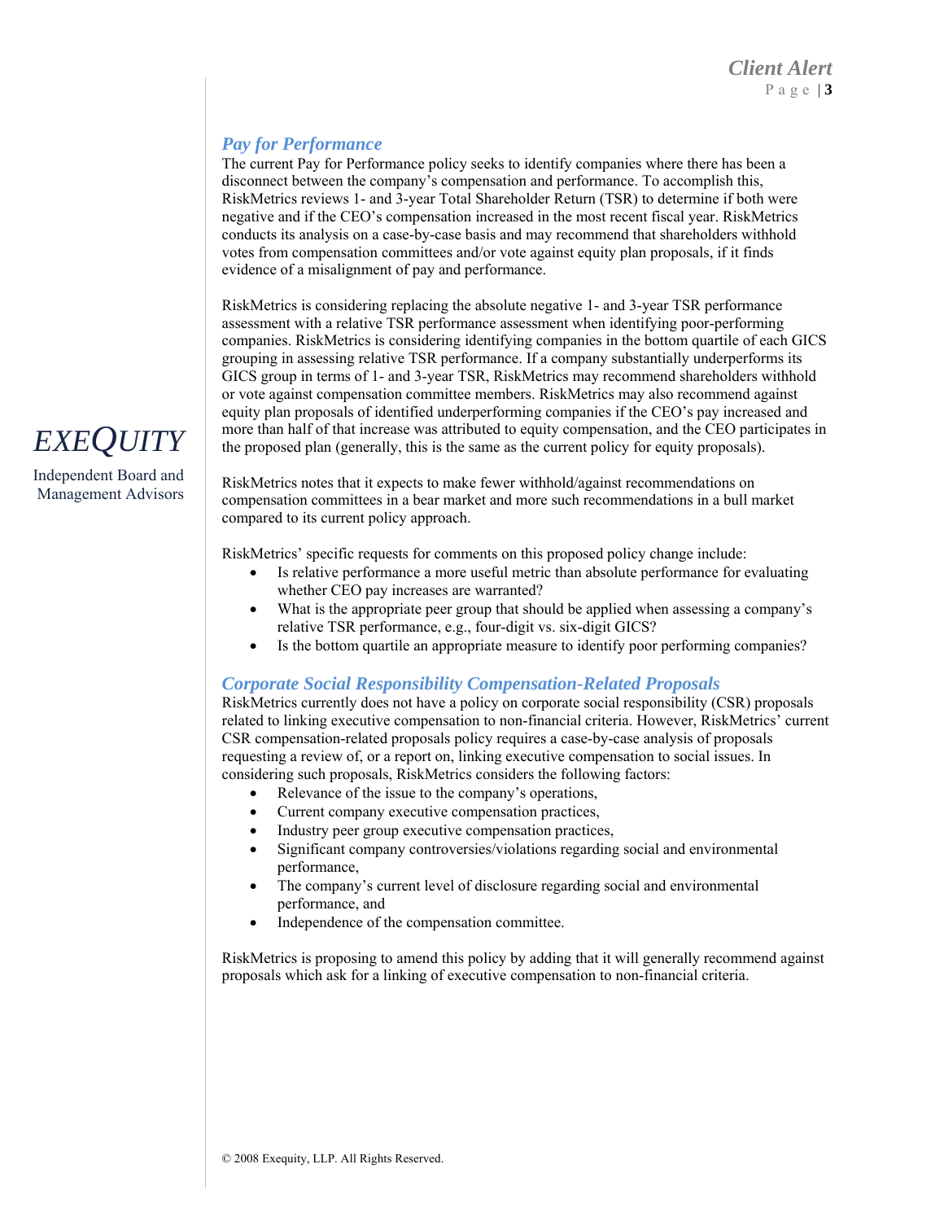## *Pay for Performance*

The current Pay for Performance policy seeks to identify companies where there has been a disconnect between the company's compensation and performance. To accomplish this, RiskMetrics reviews 1- and 3-year Total Shareholder Return (TSR) to determine if both were negative and if the CEO's compensation increased in the most recent fiscal year. RiskMetrics conducts its analysis on a case-by-case basis and may recommend that shareholders withhold votes from compensation committees and/or vote against equity plan proposals, if it finds evidence of a misalignment of pay and performance.

RiskMetrics is considering replacing the absolute negative 1- and 3-year TSR performance assessment with a relative TSR performance assessment when identifying poor-performing companies. RiskMetrics is considering identifying companies in the bottom quartile of each GICS grouping in assessing relative TSR performance. If a company substantially underperforms its GICS group in terms of 1- and 3-year TSR, RiskMetrics may recommend shareholders withhold or vote against compensation committee members. RiskMetrics may also recommend against equity plan proposals of identified underperforming companies if the CEO's pay increased and more than half of that increase was attributed to equity compensation, and the CEO participates in the proposed plan (generally, this is the same as the current policy for equity proposals).

RiskMetrics notes that it expects to make fewer withhold/against recommendations on compensation committees in a bear market and more such recommendations in a bull market compared to its current policy approach.

RiskMetrics' specific requests for comments on this proposed policy change include:

- Is relative performance a more useful metric than absolute performance for evaluating whether CEO pay increases are warranted?
- What is the appropriate peer group that should be applied when assessing a company's relative TSR performance, e.g., four-digit vs. six-digit GICS?
- Is the bottom quartile an appropriate measure to identify poor performing companies?

## *Corporate Social Responsibility Compensation-Related Proposals*

RiskMetrics currently does not have a policy on corporate social responsibility (CSR) proposals related to linking executive compensation to non-financial criteria. However, RiskMetrics' current CSR compensation-related proposals policy requires a case-by-case analysis of proposals requesting a review of, or a report on, linking executive compensation to social issues. In considering such proposals, RiskMetrics considers the following factors:

- Relevance of the issue to the company's operations,
- Current company executive compensation practices,
- Industry peer group executive compensation practices,
- Significant company controversies/violations regarding social and environmental performance,
- The company's current level of disclosure regarding social and environmental performance, and
- Independence of the compensation committee.

RiskMetrics is proposing to amend this policy by adding that it will generally recommend against proposals which ask for a linking of executive compensation to non-financial criteria.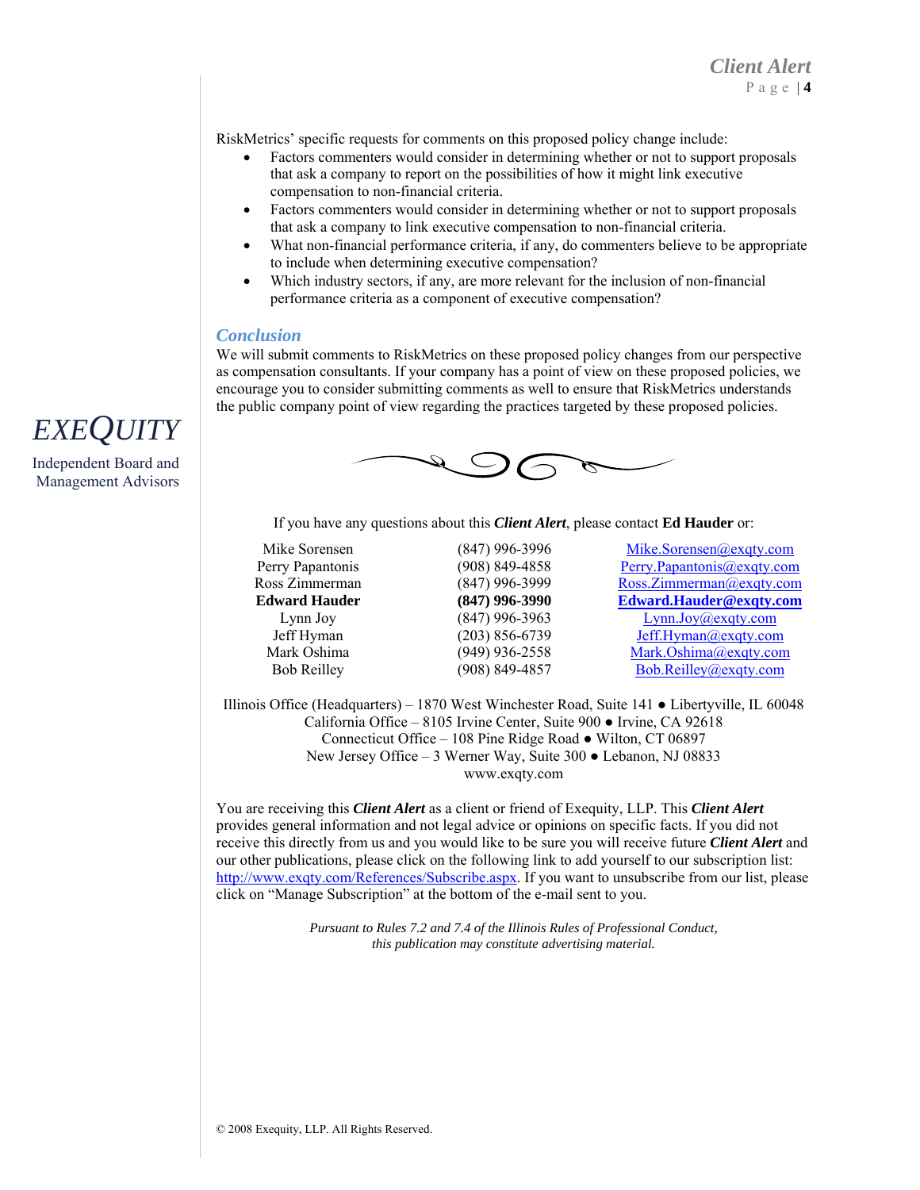RiskMetrics' specific requests for comments on this proposed policy change include:

- Factors commenters would consider in determining whether or not to support proposals that ask a company to report on the possibilities of how it might link executive compensation to non-financial criteria.
- Factors commenters would consider in determining whether or not to support proposals that ask a company to link executive compensation to non-financial criteria.
- What non-financial performance criteria, if any, do commenters believe to be appropriate to include when determining executive compensation?
- Which industry sectors, if any, are more relevant for the inclusion of non-financial performance criteria as a component of executive compensation?

### *Conclusion*

We will submit comments to RiskMetrics on these proposed policy changes from our perspective as compensation consultants. If your company has a point of view on these proposed policies, we encourage you to consider submitting comments as well to ensure that RiskMetrics understands the public company point of view regarding the practices targeted by these proposed policies.

*EXEQUITY*

Independent Board and Management Advisors

If you have any questions about this ***Client Alert***, please contact **Ed Hauder** or:

| | | |
|---|---|---|
| Mike Sorensen | (847) 996-3996 | Mike.Sorensen@exqty.com |
| Perry Papantonis | (908) 849-4858 | Perry.Papantonis@exqty.com |
| Ross Zimmerman | (847) 996-3999 | Ross.Zimmerman@exqty.com |
| **Edward Hauder** | **(847) 996-3990** | **Edward.Hauder@exqty.com** |
| Lynn Joy | (847) 996-3963 | Lynn.Joy@exqty.com |
| Jeff Hyman | (203) 856-6739 | Jeff.Hyman@exqty.com |
| Mark Oshima | (949) 936-2558 | Mark.Oshima@exqty.com |
| Bob Reilley | (908) 849-4857 | Bob.Reilley@exqty.com |

Illinois Office (Headquarters) – 1870 West Winchester Road, Suite 141 ● Libertyville, IL 60048
California Office – 8105 Irvine Center, Suite 900 ● Irvine, CA 92618
Connecticut Office – 108 Pine Ridge Road ● Wilton, CT 06897
New Jersey Office – 3 Werner Way, Suite 300 ● Lebanon, NJ 08833
www.exqty.com

You are receiving this ***Client Alert*** as a client or friend of Exequity, LLP. This ***Client Alert*** provides general information and not legal advice or opinions on specific facts. If you did not receive this directly from us and you would like to be sure you will receive future ***Client Alert*** and our other publications, please click on the following link to add yourself to our subscription list: http://www.exqty.com/References/Subscribe.aspx. If you want to unsubscribe from our list, please click on "Manage Subscription" at the bottom of the e-mail sent to you.

*Pursuant to Rules 7.2 and 7.4 of the Illinois Rules of Professional Conduct, this publication may constitute advertising material.*

© 2008 Exequity, LLP. All Rights Reserved.